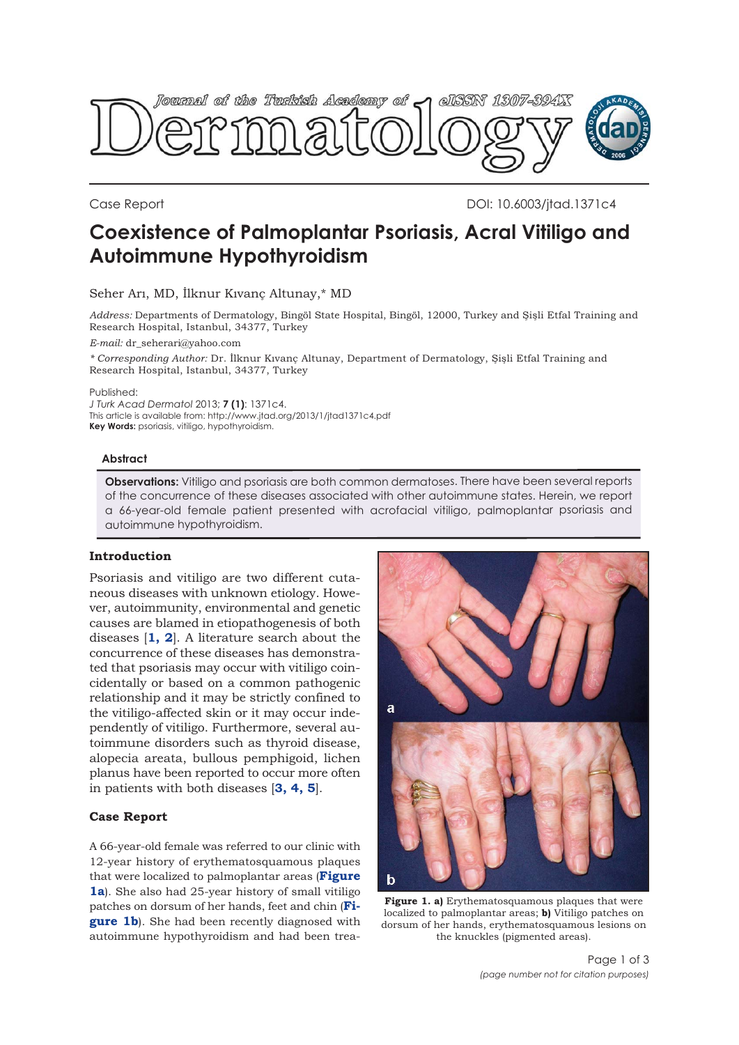Case Report

DOI: 10.6003/jtad.1371c4

# Coexistence of Palmoplantar Psoriasis, Acral Vitiligo and Autoimmune Hypothyroidism

Seher Arı, MD, İlknur Kıvanç Altunay,* MD

*Address:* Departments of Dermatology, Bingöl State Hospital, Bingöl, 12000, Turkey and Şişli Etfal Training and Research Hospital, Istanbul, 34377, Turkey

*E-mail:* dr_seherari@yahoo.com

*\* Corresponding Author:* Dr. İlknur Kıvanç Altunay, Department of Dermatology, Şişli Etfal Training and Research Hospital, Istanbul, 34377, Turkey

Published:
*J Turk Acad Dermatol* 2013; **7 (1)**: 1371c4.
This article is available from: http://www.jtad.org/2013/1/jtad1371c4.pdf
**Key Words:** psoriasis, vitiligo, hypothyroidism.

### Abstract

**Observations:** Vitiligo and psoriasis are both common dermatoses. There have been several reports of the concurrence of these diseases associated with other autoimmune states. Herein, we report a 66-year-old female patient presented with acrofacial vitiligo, palmoplantar psoriasis and autoimmune hypothyroidism.

## Introduction

Psoriasis and vitiligo are two different cutaneous diseases with unknown etiology. However, autoimmunity, environmental and genetic causes are blamed in etiopathogenesis of both diseases [**1, 2**]. A literature search about the concurrence of these diseases has demonstrated that psoriasis may occur with vitiligo coincidentally or based on a common pathogenic relationship and it may be strictly confined to the vitiligo-affected skin or it may occur independently of vitiligo. Furthermore, several autoimmune disorders such as thyroid disease, alopecia areata, bullous pemphigoid, lichen planus have been reported to occur more often in patients with both diseases [**3, 4, 5**].

## Case Report

A 66-year-old female was referred to our clinic with 12-year history of erythematosquamous plaques that were localized to palmoplantar areas (**Figure 1a**). She also had 25-year history of small vitiligo patches on dorsum of her hands, feet and chin (**Figure 1b**). She had been recently diagnosed with autoimmune hypothyroidism and had been trea-

**Figure 1. a)** Erythematosquamous plaques that were localized to palmoplantar areas; **b)** Vitiligo patches on dorsum of her hands, erythematosquamous lesions on the knuckles (pigmented areas).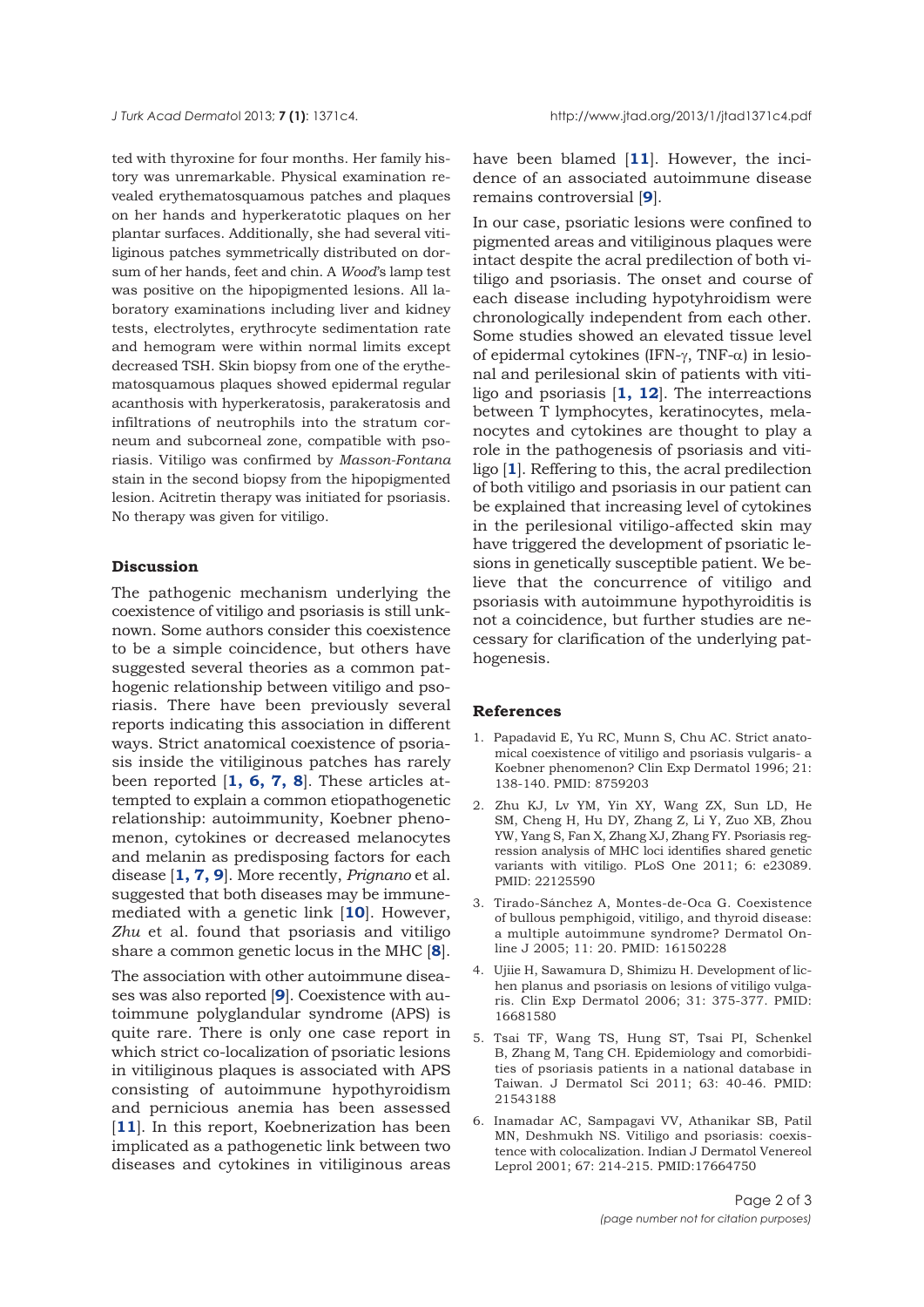ted with thyroxine for four months. Her family history was unremarkable. Physical examination revealed erythematosquamous patches and plaques on her hands and hyperkeratotic plaques on her plantar surfaces. Additionally, she had several vitiliginous patches symmetrically distributed on dorsum of her hands, feet and chin. A *Wood*'s lamp test was positive on the hipopigmented lesions. All laboratory examinations including liver and kidney tests, electrolytes, erythrocyte sedimentation rate and hemogram were within normal limits except decreased TSH. Skin biopsy from one of the erythematosquamous plaques showed epidermal regular acanthosis with hyperkeratosis, parakeratosis and infiltrations of neutrophils into the stratum corneum and subcorneal zone, compatible with psoriasis. Vitiligo was confirmed by *Masson-Fontana* stain in the second biopsy from the hipopigmented lesion. Acitretin therapy was initiated for psoriasis. No therapy was given for vitiligo.

## Discussion

The pathogenic mechanism underlying the coexistence of vitiligo and psoriasis is still unknown. Some authors consider this coexistence to be a simple coincidence, but others have suggested several theories as a common pathogenic relationship between vitiligo and psoriasis. There have been previously several reports indicating this association in different ways. Strict anatomical coexistence of psoriasis inside the vitiliginous patches has rarely been reported [**1, 6, 7, 8**]. These articles attempted to explain a common etiopathogenetic relationship: autoimmunity, Koebner phenomenon, cytokines or decreased melanocytes and melanin as predisposing factors for each disease [**1, 7, 9**]. More recently, *Prignano* et al. suggested that both diseases may be immune-mediated with a genetic link [**10**]. However, *Zhu* et al. found that psoriasis and vitiligo share a common genetic locus in the MHC [**8**].

The association with other autoimmune diseases was also reported [**9**]. Coexistence with autoimmune polyglandular syndrome (APS) is quite rare. There is only one case report in which strict co-localization of psoriatic lesions in vitiliginous plaques is associated with APS consisting of autoimmune hypothyroidism and pernicious anemia has been assessed [**11**]. In this report, Koebnerization has been implicated as a pathogenetic link between two diseases and cytokines in vitiliginous areas have been blamed [**11**]. However, the incidence of an associated autoimmune disease remains controversial [**9**].

In our case, psoriatic lesions were confined to pigmented areas and vitiliginous plaques were intact despite the acral predilection of both vitiligo and psoriasis. The onset and course of each disease including hypotyhroidism were chronologically independent from each other. Some studies showed an elevated tissue level of epidermal cytokines (IFN-$\gamma$, TNF-$\alpha$) in lesional and perilesional skin of patients with vitiligo and psoriasis [**1, 12**]. The interreactions between T lymphocytes, keratinocytes, melanocytes and cytokines are thought to play a role in the pathogenesis of psoriasis and vitiligo [**1**]. Reffering to this, the acral predilection of both vitiligo and psoriasis in our patient can be explained that increasing level of cytokines in the perilesional vitiligo-affected skin may have triggered the development of psoriatic lesions in genetically susceptible patient. We believe that the concurrence of vitiligo and psoriasis with autoimmune hypothyroiditis is not a coincidence, but further studies are necessary for clarification of the underlying pathogenesis.

## References

1. Papadavid E, Yu RC, Munn S, Chu AC. Strict anatomical coexistence of vitiligo and psoriasis vulgaris- a Koebner phenomenon? Clin Exp Dermatol 1996; 21: 138-140. PMID: 8759203
2. Zhu KJ, Lv YM, Yin XY, Wang ZX, Sun LD, He SM, Cheng H, Hu DY, Zhang Z, Li Y, Zuo XB, Zhou YW, Yang S, Fan X, Zhang XJ, Zhang FY. Psoriasis regression analysis of MHC loci identifies shared genetic variants with vitiligo. PLoS One 2011; 6: e23089. PMID: 22125590
3. Tirado-Sánchez A, Montes-de-Oca G. Coexistence of bullous pemphigoid, vitiligo, and thyroid disease: a multiple autoimmune syndrome? Dermatol Online J 2005; 11: 20. PMID: 16150228
4. Ujiie H, Sawamura D, Shimizu H. Development of lichen planus and psoriasis on lesions of vitiligo vulgaris. Clin Exp Dermatol 2006; 31: 375-377. PMID: 16681580
5. Tsai TF, Wang TS, Hung ST, Tsai PI, Schenkel B, Zhang M, Tang CH. Epidemiology and comorbidities of psoriasis patients in a national database in Taiwan. J Dermatol Sci 2011; 63: 40-46. PMID: 21543188
6. Inamadar AC, Sampagavi VV, Athanikar SB, Patil MN, Deshmukh NS. Vitiligo and psoriasis: coexistence with colocalization. Indian J Dermatol Venereol Leprol 2001; 67: 214-215. PMID:17664750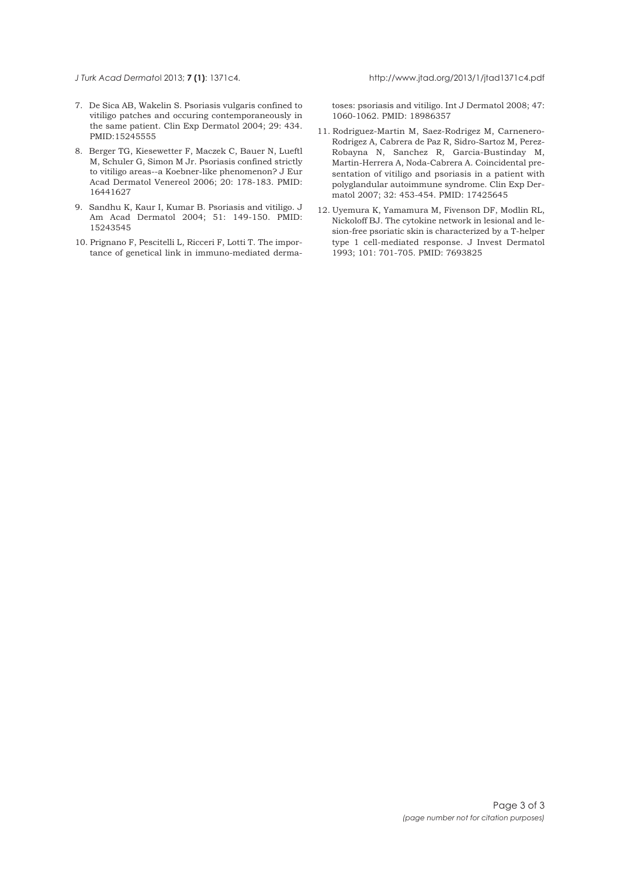7. De Sica AB, Wakelin S. Psoriasis vulgaris confined to vitiligo patches and occuring contemporaneously in the same patient. Clin Exp Dermatol 2004; 29: 434. PMID:15245555

8. Berger TG, Kiesewetter F, Maczek C, Bauer N, Lueftl M, Schuler G, Simon M Jr. Psoriasis confined strictly to vitiligo areas--a Koebner-like phenomenon? J Eur Acad Dermatol Venereol 2006; 20: 178-183. PMID: 16441627

9. Sandhu K, Kaur I, Kumar B. Psoriasis and vitiligo. J Am Acad Dermatol 2004; 51: 149-150. PMID: 15243545

10. Prignano F, Pescitelli L, Ricceri F, Lotti T. The importance of genetical link in immuno-mediated dermatoses: psoriasis and vitiligo. Int J Dermatol 2008; 47: 1060-1062. PMID: 18986357

11. Rodriguez-Martin M, Saez-Rodrigez M, Carnenero-Rodrigez A, Cabrera de Paz R, Sidro-Sartoz M, Perez-Robayna N, Sanchez R, Garcia-Bustinday M, Martin-Herrera A, Noda-Cabrera A. Coincidental presentation of vitiligo and psoriasis in a patient with polyglandular autoimmune syndrome. Clin Exp Dermatol 2007; 32: 453-454. PMID: 17425645

12. Uyemura K, Yamamura M, Fivenson DF, Modlin RL, Nickoloff BJ. The cytokine network in lesional and lesion-free psoriatic skin is characterized by a T-helper type 1 cell-mediated response. J Invest Dermatol 1993; 101: 701-705. PMID: 7693825